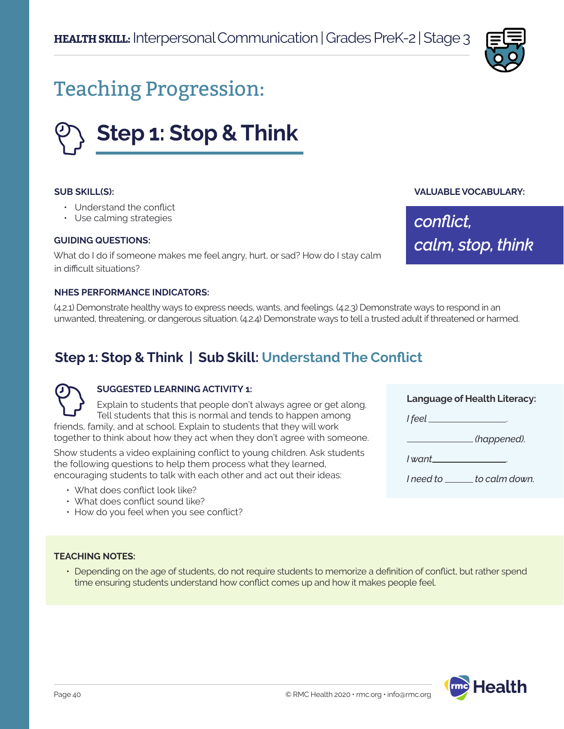**HEALTH SKILL:** Interpersonal Communication | Grades PreK-2 | Stage 3

# Teaching Progression:

## Step 1: Stop & Think

**SUB SKILL(S):**

- Understand the conflict
- Use calming strategies

**VALUABLE VOCABULARY:**

*conflict, calm, stop, think*

**GUIDING QUESTIONS:**

What do I do if someone makes me feel angry, hurt, or sad? How do I stay calm in difficult situations?

**NHES PERFORMANCE INDICATORS:**

(4.2.1) Demonstrate healthy ways to express needs, wants, and feelings. (4.2.3) Demonstrate ways to respond in an unwanted, threatening, or dangerous situation. (4.2.4) Demonstrate ways to tell a trusted adult if threatened or harmed.

### Step 1: Stop & Think | Sub Skill: Understand The Conflict

**SUGGESTED LEARNING ACTIVITY 1:**

Explain to students that people don't always agree or get along. Tell students that this is normal and tends to happen among friends, family, and at school. Explain to students that they will work together to think about how they act when they don't agree with someone.

Show students a video explaining conflict to young children. Ask students the following questions to help them process what they learned, encouraging students to talk with each other and act out their ideas:

- What does conflict look like?
- What does conflict sound like?
- How do you feel when you see conflict?

**Language of Health Literacy:**

*I feel* ________________.

________________ *(happened).*

*I want* ________________.

*I need to* ______ *to calm down.*

**TEACHING NOTES:**

- Depending on the age of students, do not require students to memorize a definition of conflict, but rather spend time ensuring students understand how conflict comes up and how it makes people feel.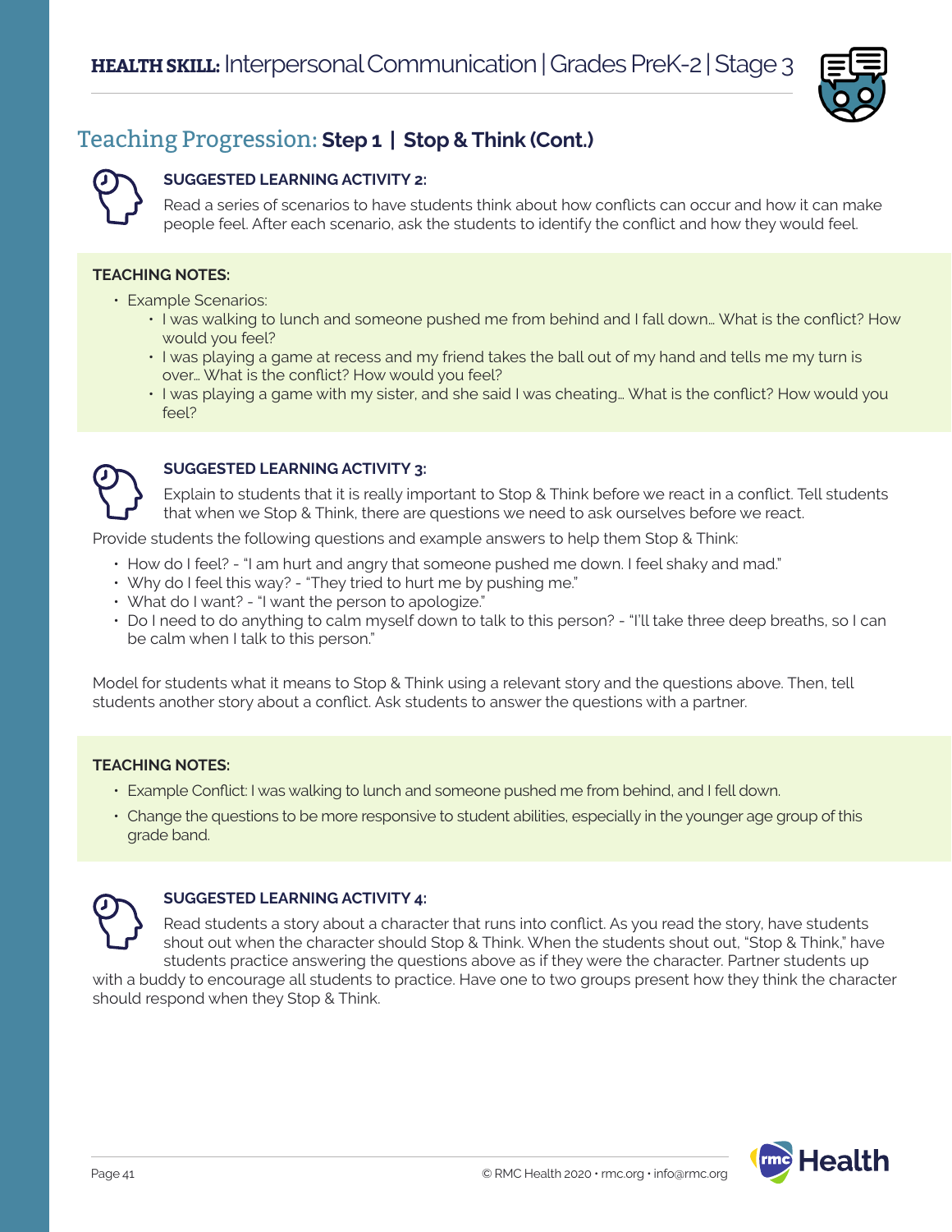**HEALTH SKILL:** Interpersonal Communication | Grades PreK-2 | Stage 3

## Teaching Progression: **Step 1 | Stop & Think (Cont.)**

### SUGGESTED LEARNING ACTIVITY 2:

Read a series of scenarios to have students think about how conflicts can occur and how it can make people feel. After each scenario, ask the students to identify the conflict and how they would feel.

**TEACHING NOTES:**

- Example Scenarios:
  - I was walking to lunch and someone pushed me from behind and I fall down… What is the conflict? How would you feel?
  - I was playing a game at recess and my friend takes the ball out of my hand and tells me my turn is over… What is the conflict? How would you feel?
  - I was playing a game with my sister, and she said I was cheating… What is the conflict? How would you feel?

### SUGGESTED LEARNING ACTIVITY 3:

Explain to students that it is really important to Stop & Think before we react in a conflict. Tell students that when we Stop & Think, there are questions we need to ask ourselves before we react.

Provide students the following questions and example answers to help them Stop & Think:

- How do I feel? - "I am hurt and angry that someone pushed me down. I feel shaky and mad."
- Why do I feel this way? - "They tried to hurt me by pushing me."
- What do I want? - "I want the person to apologize."
- Do I need to do anything to calm myself down to talk to this person? - "I'll take three deep breaths, so I can be calm when I talk to this person."

Model for students what it means to Stop & Think using a relevant story and the questions above. Then, tell students another story about a conflict. Ask students to answer the questions with a partner.

**TEACHING NOTES:**

- Example Conflict: I was walking to lunch and someone pushed me from behind, and I fell down.
- Change the questions to be more responsive to student abilities, especially in the younger age group of this grade band.

### SUGGESTED LEARNING ACTIVITY 4:

Read students a story about a character that runs into conflict. As you read the story, have students shout out when the character should Stop & Think. When the students shout out, "Stop & Think," have students practice answering the questions above as if they were the character. Partner students up with a buddy to encourage all students to practice. Have one to two groups present how they think the character should respond when they Stop & Think.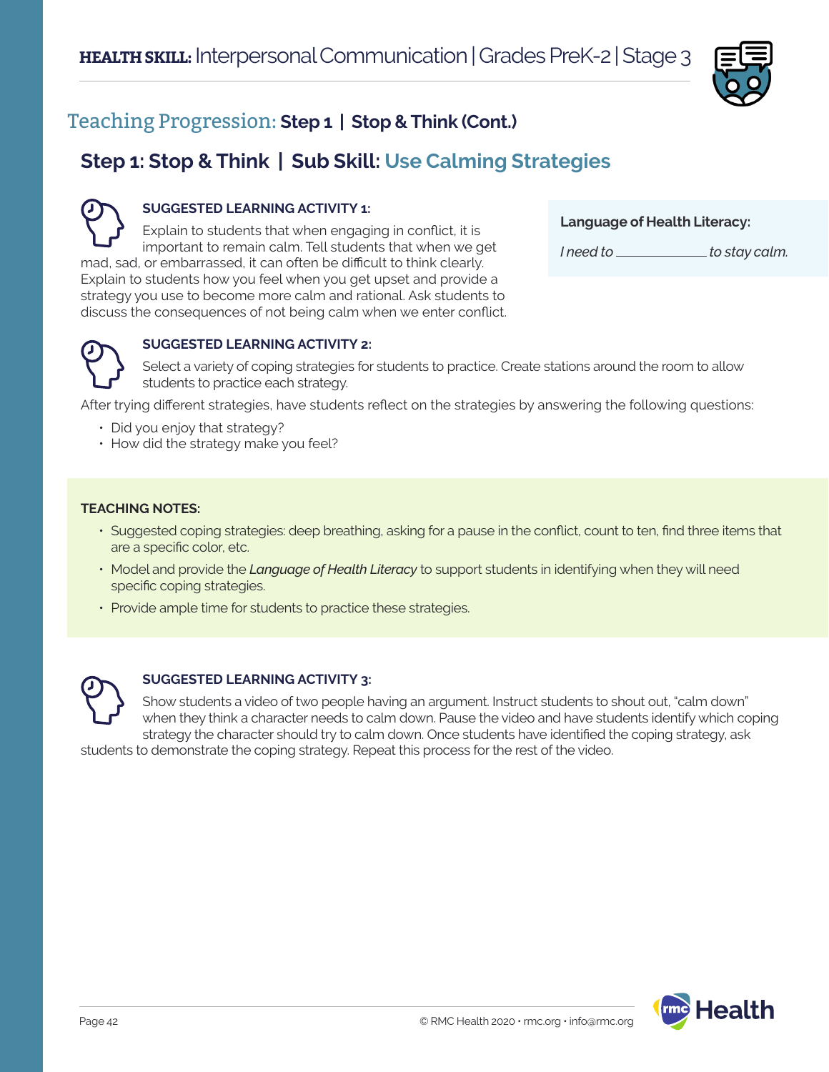## Teaching Progression: **Step 1 | Stop & Think (Cont.)**

### Step 1: Stop & Think | Sub Skill: Use Calming Strategies

**SUGGESTED LEARNING ACTIVITY 1:**

Explain to students that when engaging in conflict, it is important to remain calm. Tell students that when we get mad, sad, or embarrassed, it can often be difficult to think clearly. Explain to students how you feel when you get upset and provide a strategy you use to become more calm and rational. Ask students to discuss the consequences of not being calm when we enter conflict.

> **Language of Health Literacy:**
>
> *I need to ____________ to stay calm.*

**SUGGESTED LEARNING ACTIVITY 2:**

Select a variety of coping strategies for students to practice. Create stations around the room to allow students to practice each strategy.

After trying different strategies, have students reflect on the strategies by answering the following questions:

- Did you enjoy that strategy?
- How did the strategy make you feel?

**TEACHING NOTES:**

- Suggested coping strategies: deep breathing, asking for a pause in the conflict, count to ten, find three items that are a specific color, etc.
- Model and provide the ***Language of Health Literacy*** to support students in identifying when they will need specific coping strategies.
- Provide ample time for students to practice these strategies.

**SUGGESTED LEARNING ACTIVITY 3:**

Show students a video of two people having an argument. Instruct students to shout out, "calm down" when they think a character needs to calm down. Pause the video and have students identify which coping strategy the character should try to calm down. Once students have identified the coping strategy, ask students to demonstrate the coping strategy. Repeat this process for the rest of the video.